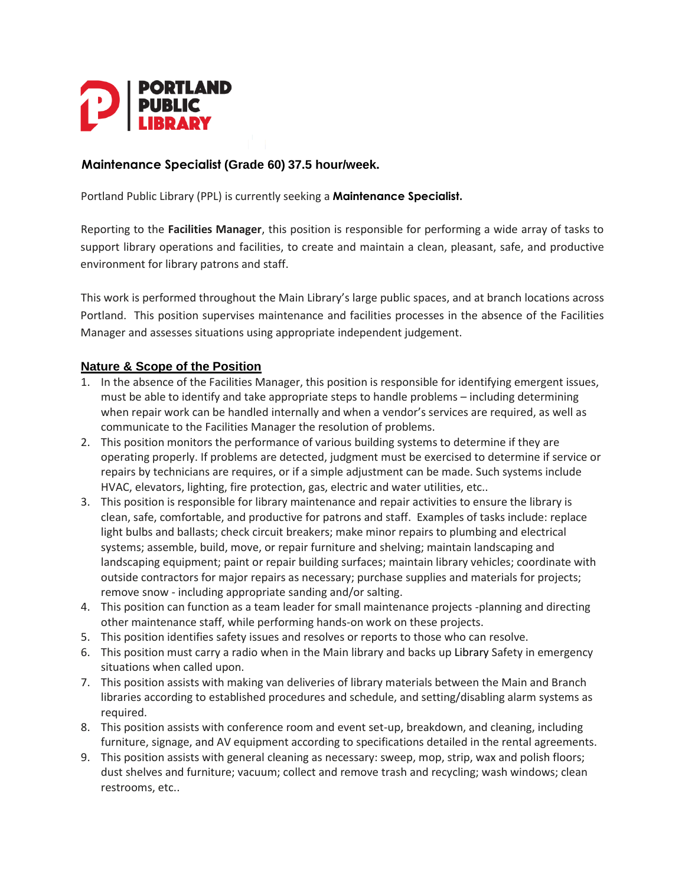PORTLAND PUBLIC LIBRARY

## Maintenance Specialist (Grade 60) 37.5 hour/week.

Portland Public Library (PPL) is currently seeking a **Maintenance Specialist.**

Reporting to the **Facilities Manager**, this position is responsible for performing a wide array of tasks to support library operations and facilities, to create and maintain a clean, pleasant, safe, and productive environment for library patrons and staff.

This work is performed throughout the Main Library's large public spaces, and at branch locations across Portland. This position supervises maintenance and facilities processes in the absence of the Facilities Manager and assesses situations using appropriate independent judgement.

### Nature & Scope of the Position

1. In the absence of the Facilities Manager, this position is responsible for identifying emergent issues, must be able to identify and take appropriate steps to handle problems – including determining when repair work can be handled internally and when a vendor's services are required, as well as communicate to the Facilities Manager the resolution of problems.
2. This position monitors the performance of various building systems to determine if they are operating properly. If problems are detected, judgment must be exercised to determine if service or repairs by technicians are requires, or if a simple adjustment can be made. Such systems include HVAC, elevators, lighting, fire protection, gas, electric and water utilities, etc..
3. This position is responsible for library maintenance and repair activities to ensure the library is clean, safe, comfortable, and productive for patrons and staff. Examples of tasks include: replace light bulbs and ballasts; check circuit breakers; make minor repairs to plumbing and electrical systems; assemble, build, move, or repair furniture and shelving; maintain landscaping and landscaping equipment; paint or repair building surfaces; maintain library vehicles; coordinate with outside contractors for major repairs as necessary; purchase supplies and materials for projects; remove snow - including appropriate sanding and/or salting.
4. This position can function as a team leader for small maintenance projects -planning and directing other maintenance staff, while performing hands-on work on these projects.
5. This position identifies safety issues and resolves or reports to those who can resolve.
6. This position must carry a radio when in the Main library and backs up Library Safety in emergency situations when called upon.
7. This position assists with making van deliveries of library materials between the Main and Branch libraries according to established procedures and schedule, and setting/disabling alarm systems as required.
8. This position assists with conference room and event set-up, breakdown, and cleaning, including furniture, signage, and AV equipment according to specifications detailed in the rental agreements.
9. This position assists with general cleaning as necessary: sweep, mop, strip, wax and polish floors; dust shelves and furniture; vacuum; collect and remove trash and recycling; wash windows; clean restrooms, etc..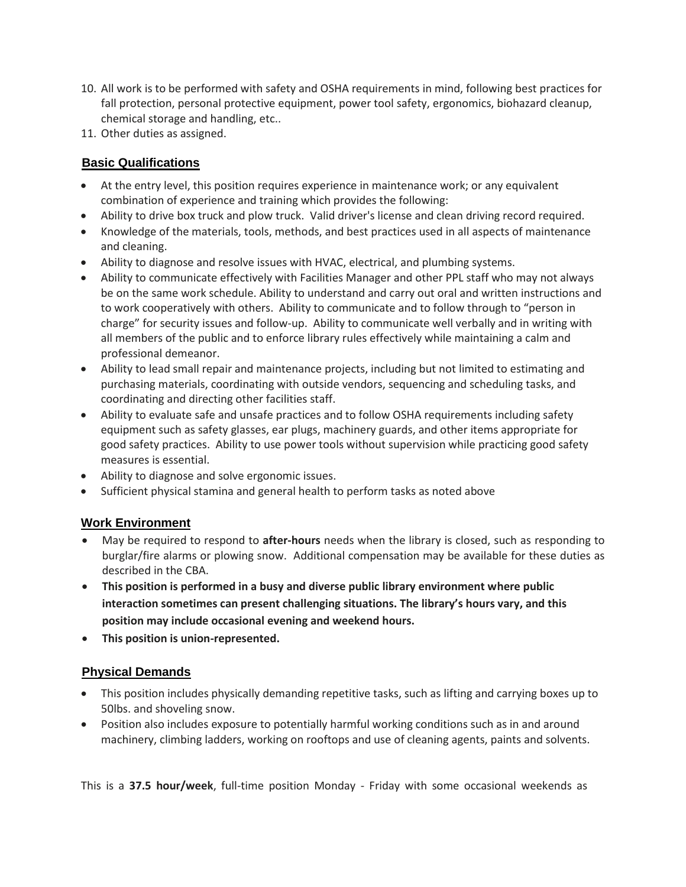10. All work is to be performed with safety and OSHA requirements in mind, following best practices for fall protection, personal protective equipment, power tool safety, ergonomics, biohazard cleanup, chemical storage and handling, etc..
11. Other duties as assigned.

## Basic Qualifications

- At the entry level, this position requires experience in maintenance work; or any equivalent combination of experience and training which provides the following:
- Ability to drive box truck and plow truck. Valid driver's license and clean driving record required.
- Knowledge of the materials, tools, methods, and best practices used in all aspects of maintenance and cleaning.
- Ability to diagnose and resolve issues with HVAC, electrical, and plumbing systems.
- Ability to communicate effectively with Facilities Manager and other PPL staff who may not always be on the same work schedule. Ability to understand and carry out oral and written instructions and to work cooperatively with others. Ability to communicate and to follow through to "person in charge" for security issues and follow-up. Ability to communicate well verbally and in writing with all members of the public and to enforce library rules effectively while maintaining a calm and professional demeanor.
- Ability to lead small repair and maintenance projects, including but not limited to estimating and purchasing materials, coordinating with outside vendors, sequencing and scheduling tasks, and coordinating and directing other facilities staff.
- Ability to evaluate safe and unsafe practices and to follow OSHA requirements including safety equipment such as safety glasses, ear plugs, machinery guards, and other items appropriate for good safety practices. Ability to use power tools without supervision while practicing good safety measures is essential.
- Ability to diagnose and solve ergonomic issues.
- Sufficient physical stamina and general health to perform tasks as noted above

## Work Environment

- May be required to respond to **after-hours** needs when the library is closed, such as responding to burglar/fire alarms or plowing snow. Additional compensation may be available for these duties as described in the CBA.
- **This position is performed in a busy and diverse public library environment where public interaction sometimes can present challenging situations. The library's hours vary, and this position may include occasional evening and weekend hours.**
- **This position is union-represented.**

## Physical Demands

- This position includes physically demanding repetitive tasks, such as lifting and carrying boxes up to 50lbs. and shoveling snow.
- Position also includes exposure to potentially harmful working conditions such as in and around machinery, climbing ladders, working on rooftops and use of cleaning agents, paints and solvents.

This is a **37.5 hour/week**, full-time position Monday - Friday with some occasional weekends as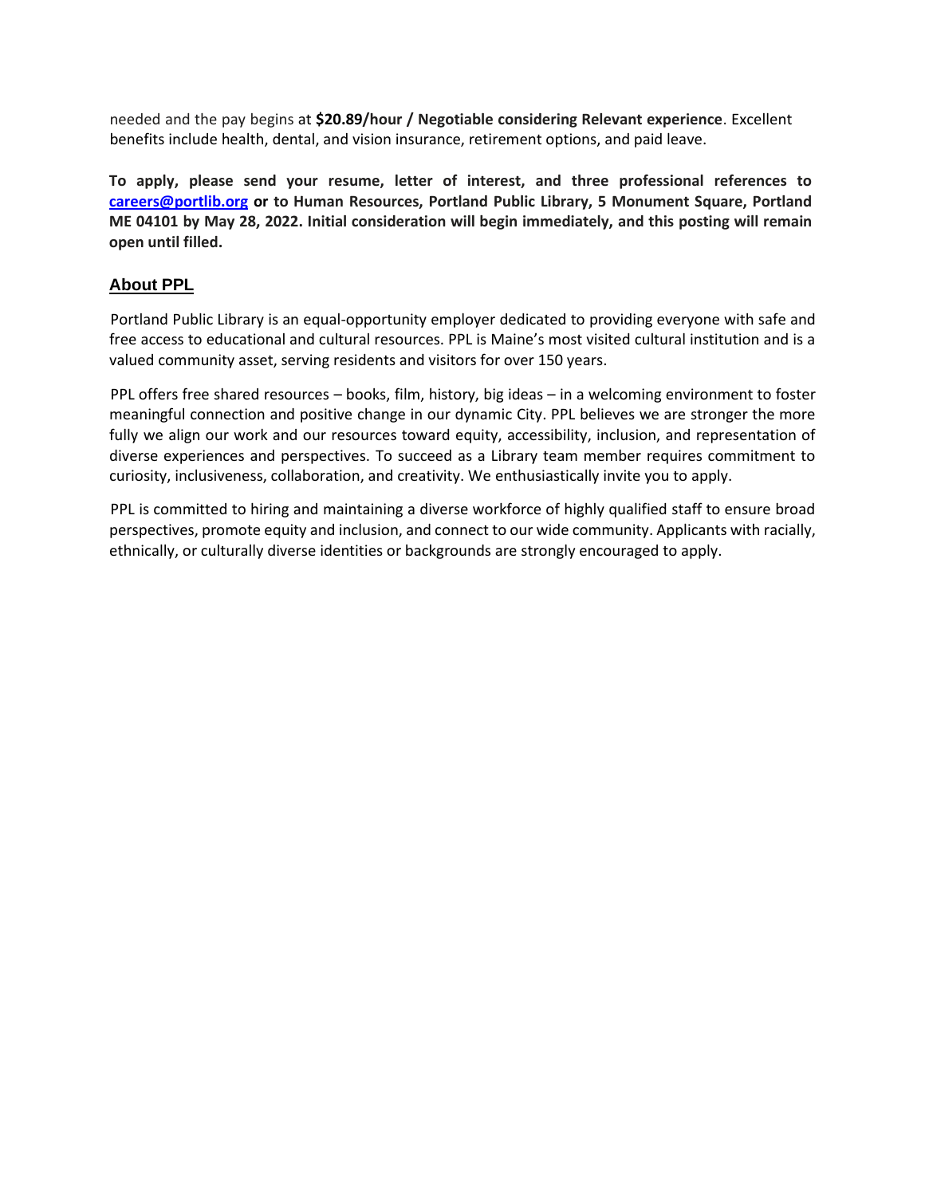needed and the pay begins at **$20.89/hour / Negotiable considering Relevant experience**. Excellent benefits include health, dental, and vision insurance, retirement options, and paid leave.

**To apply, please send your resume, letter of interest, and three professional references to [careers@portlib.org](mailto:careers@portlib.org) or to Human Resources, Portland Public Library, 5 Monument Square, Portland ME 04101 by May 28, 2022. Initial consideration will begin immediately, and this posting will remain open until filled.**

## About PPL

Portland Public Library is an equal-opportunity employer dedicated to providing everyone with safe and free access to educational and cultural resources. PPL is Maine's most visited cultural institution and is a valued community asset, serving residents and visitors for over 150 years.

PPL offers free shared resources – books, film, history, big ideas – in a welcoming environment to foster meaningful connection and positive change in our dynamic City. PPL believes we are stronger the more fully we align our work and our resources toward equity, accessibility, inclusion, and representation of diverse experiences and perspectives. To succeed as a Library team member requires commitment to curiosity, inclusiveness, collaboration, and creativity. We enthusiastically invite you to apply.

PPL is committed to hiring and maintaining a diverse workforce of highly qualified staff to ensure broad perspectives, promote equity and inclusion, and connect to our wide community. Applicants with racially, ethnically, or culturally diverse identities or backgrounds are strongly encouraged to apply.